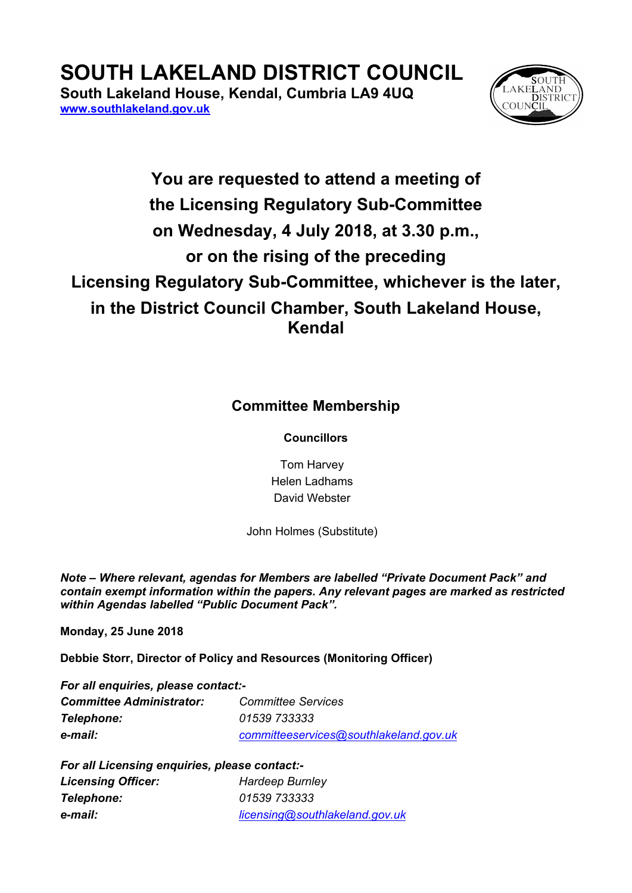# SOUTH LAKELAND DISTRICT COUNCIL

**South Lakeland House, Kendal, Cumbria LA9 4UQ**
**www.southlakeland.gov.uk**

## You are requested to attend a meeting of the Licensing Regulatory Sub-Committee on Wednesday, 4 July 2018, at 3.30 p.m., or on the rising of the preceding Licensing Regulatory Sub-Committee, whichever is the later, in the District Council Chamber, South Lakeland House, Kendal

### Committee Membership

**Councillors**

Tom Harvey
Helen Ladhams
David Webster

John Holmes (Substitute)

***Note – Where relevant, agendas for Members are labelled "Private Document Pack" and contain exempt information within the papers. Any relevant pages are marked as restricted within Agendas labelled "Public Document Pack".***

**Monday, 25 June 2018**

**Debbie Storr, Director of Policy and Resources (Monitoring Officer)**

***For all enquiries, please contact:-***

| | |
|---|---|
| ***Committee Administrator:*** | *Committee Services* |
| ***Telephone:*** | *01539 733333* |
| ***e-mail:*** | *committeeservices@southlakeland.gov.uk* |

***For all Licensing enquiries, please contact:-***

| | |
|---|---|
| ***Licensing Officer:*** | *Hardeep Burnley* |
| ***Telephone:*** | *01539 733333* |
| ***e-mail:*** | *licensing@southlakeland.gov.uk* |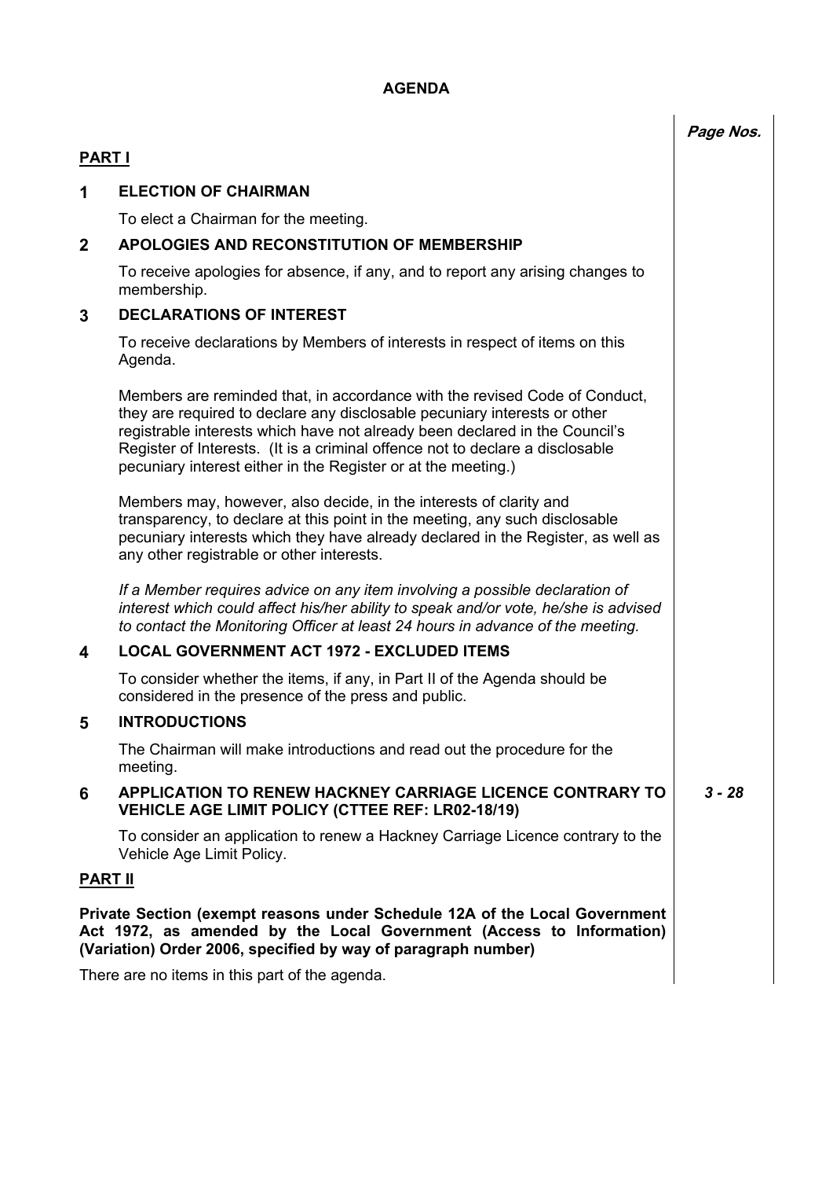# AGENDA

**Page Nos.**

## PART I

### 1 ELECTION OF CHAIRMAN

To elect a Chairman for the meeting.

### 2 APOLOGIES AND RECONSTITUTION OF MEMBERSHIP

To receive apologies for absence, if any, and to report any arising changes to membership.

### 3 DECLARATIONS OF INTEREST

To receive declarations by Members of interests in respect of items on this Agenda.

Members are reminded that, in accordance with the revised Code of Conduct, they are required to declare any disclosable pecuniary interests or other registrable interests which have not already been declared in the Council's Register of Interests. (It is a criminal offence not to declare a disclosable pecuniary interest either in the Register or at the meeting.)

Members may, however, also decide, in the interests of clarity and transparency, to declare at this point in the meeting, any such disclosable pecuniary interests which they have already declared in the Register, as well as any other registrable or other interests.

*If a Member requires advice on any item involving a possible declaration of interest which could affect his/her ability to speak and/or vote, he/she is advised to contact the Monitoring Officer at least 24 hours in advance of the meeting.*

### 4 LOCAL GOVERNMENT ACT 1972 - EXCLUDED ITEMS

To consider whether the items, if any, in Part II of the Agenda should be considered in the presence of the press and public.

### 5 INTRODUCTIONS

The Chairman will make introductions and read out the procedure for the meeting.

### 6 APPLICATION TO RENEW HACKNEY CARRIAGE LICENCE CONTRARY TO VEHICLE AGE LIMIT POLICY (CTTEE REF: LR02-18/19) — *3 - 28*

To consider an application to renew a Hackney Carriage Licence contrary to the Vehicle Age Limit Policy.

## PART II

**Private Section (exempt reasons under Schedule 12A of the Local Government Act 1972, as amended by the Local Government (Access to Information) (Variation) Order 2006, specified by way of paragraph number)**

There are no items in this part of the agenda.